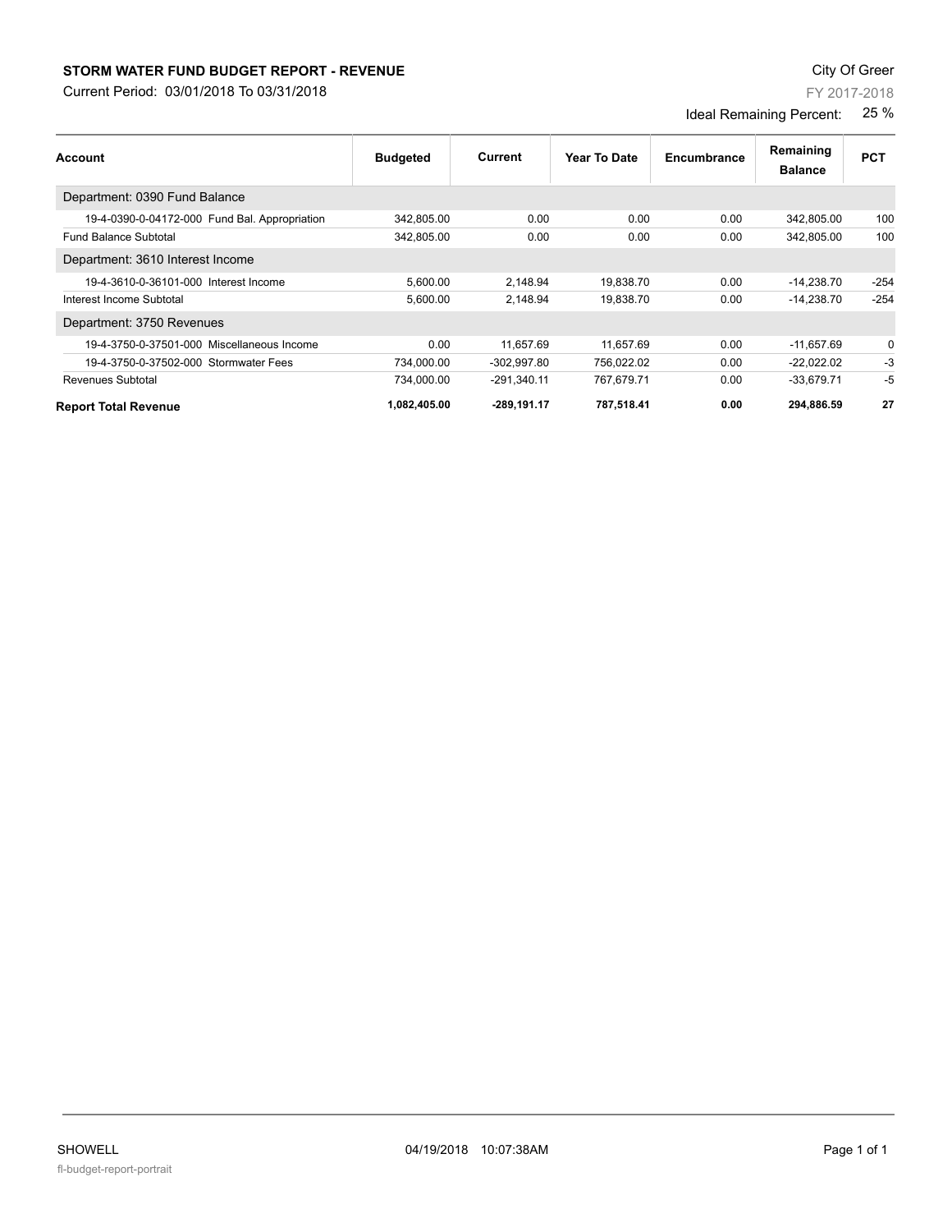# STORM WATER FUND BUDGET REPORT - REVENUE

Current Period: 03/01/2018 To 03/31/2018

City Of Greer

FY 2017-2018

Ideal Remaining Percent: 25 %

| Account | Budgeted | Current | Year To Date | Encumbrance | Remaining Balance | PCT |
|---|---|---|---|---|---|---|
| Department: 0390 Fund Balance | | | | | | |
| 19-4-0390-0-04172-000 Fund Bal. Appropriation | 342,805.00 | 0.00 | 0.00 | 0.00 | 342,805.00 | 100 |
| Fund Balance Subtotal | 342,805.00 | 0.00 | 0.00 | 0.00 | 342,805.00 | 100 |
| Department: 3610 Interest Income | | | | | | |
| 19-4-3610-0-36101-000 Interest Income | 5,600.00 | 2,148.94 | 19,838.70 | 0.00 | -14,238.70 | -254 |
| Interest Income Subtotal | 5,600.00 | 2,148.94 | 19,838.70 | 0.00 | -14,238.70 | -254 |
| Department: 3750 Revenues | | | | | | |
| 19-4-3750-0-37501-000 Miscellaneous Income | 0.00 | 11,657.69 | 11,657.69 | 0.00 | -11,657.69 | 0 |
| 19-4-3750-0-37502-000 Stormwater Fees | 734,000.00 | -302,997.80 | 756,022.02 | 0.00 | -22,022.02 | -3 |
| Revenues Subtotal | 734,000.00 | -291,340.11 | 767,679.71 | 0.00 | -33,679.71 | -5 |
| **Report Total Revenue** | **1,082,405.00** | **-289,191.17** | **787,518.41** | **0.00** | **294,886.59** | **27** |

SHOWELL 04/19/2018 10:07:38AM

fl-budget-report-portrait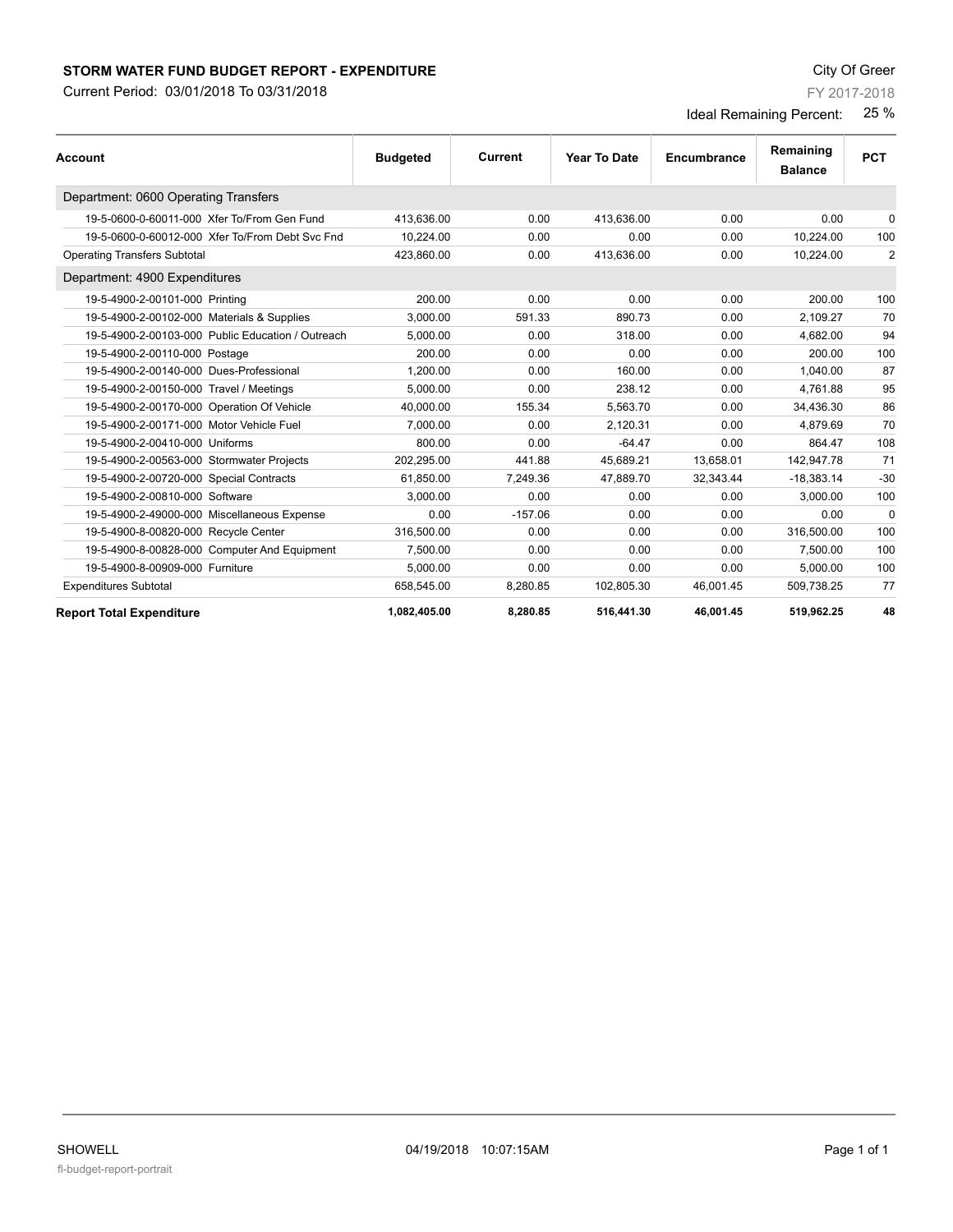**STORM WATER FUND BUDGET REPORT - EXPENDITURE**

Current Period: 03/01/2018 To 03/31/2018

City Of Greer

FY 2017-2018

Ideal Remaining Percent: 25 %

| Account | Budgeted | Current | Year To Date | Encumbrance | Remaining Balance | PCT |
|---|---|---|---|---|---|---|
| Department: 0600 Operating Transfers | | | | | | |
| 19-5-0600-0-60011-000 Xfer To/From Gen Fund | 413,636.00 | 0.00 | 413,636.00 | 0.00 | 0.00 | 0 |
| 19-5-0600-0-60012-000 Xfer To/From Debt Svc Fnd | 10,224.00 | 0.00 | 0.00 | 0.00 | 10,224.00 | 100 |
| Operating Transfers Subtotal | 423,860.00 | 0.00 | 413,636.00 | 0.00 | 10,224.00 | 2 |
| Department: 4900 Expenditures | | | | | | |
| 19-5-4900-2-00101-000 Printing | 200.00 | 0.00 | 0.00 | 0.00 | 200.00 | 100 |
| 19-5-4900-2-00102-000 Materials & Supplies | 3,000.00 | 591.33 | 890.73 | 0.00 | 2,109.27 | 70 |
| 19-5-4900-2-00103-000 Public Education / Outreach | 5,000.00 | 0.00 | 318.00 | 0.00 | 4,682.00 | 94 |
| 19-5-4900-2-00110-000 Postage | 200.00 | 0.00 | 0.00 | 0.00 | 200.00 | 100 |
| 19-5-4900-2-00140-000 Dues-Professional | 1,200.00 | 0.00 | 160.00 | 0.00 | 1,040.00 | 87 |
| 19-5-4900-2-00150-000 Travel / Meetings | 5,000.00 | 0.00 | 238.12 | 0.00 | 4,761.88 | 95 |
| 19-5-4900-2-00170-000 Operation Of Vehicle | 40,000.00 | 155.34 | 5,563.70 | 0.00 | 34,436.30 | 86 |
| 19-5-4900-2-00171-000 Motor Vehicle Fuel | 7,000.00 | 0.00 | 2,120.31 | 0.00 | 4,879.69 | 70 |
| 19-5-4900-2-00410-000 Uniforms | 800.00 | 0.00 | -64.47 | 0.00 | 864.47 | 108 |
| 19-5-4900-2-00563-000 Stormwater Projects | 202,295.00 | 441.88 | 45,689.21 | 13,658.01 | 142,947.78 | 71 |
| 19-5-4900-2-00720-000 Special Contracts | 61,850.00 | 7,249.36 | 47,889.70 | 32,343.44 | -18,383.14 | -30 |
| 19-5-4900-2-00810-000 Software | 3,000.00 | 0.00 | 0.00 | 0.00 | 3,000.00 | 100 |
| 19-5-4900-2-49000-000 Miscellaneous Expense | 0.00 | -157.06 | 0.00 | 0.00 | 0.00 | 0 |
| 19-5-4900-8-00820-000 Recycle Center | 316,500.00 | 0.00 | 0.00 | 0.00 | 316,500.00 | 100 |
| 19-5-4900-8-00828-000 Computer And Equipment | 7,500.00 | 0.00 | 0.00 | 0.00 | 7,500.00 | 100 |
| 19-5-4900-8-00909-000 Furniture | 5,000.00 | 0.00 | 0.00 | 0.00 | 5,000.00 | 100 |
| Expenditures Subtotal | 658,545.00 | 8,280.85 | 102,805.30 | 46,001.45 | 509,738.25 | 77 |
| **Report Total Expenditure** | **1,082,405.00** | **8,280.85** | **516,441.30** | **46,001.45** | **519,962.25** | **48** |

SHOWELL 04/19/2018 10:07:15AM

fl-budget-report-portrait